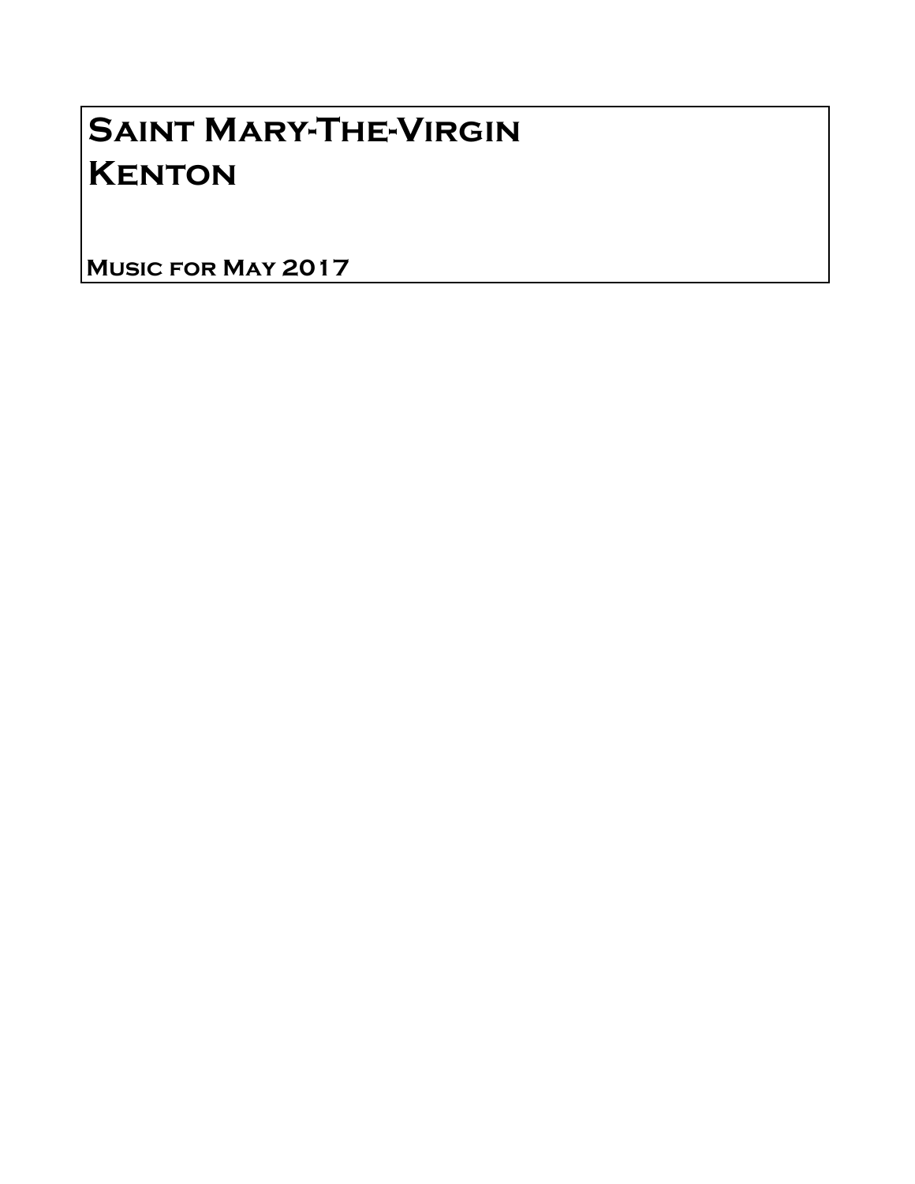# Saint Mary-The-Virgin
# Kenton

**Music for May 2017**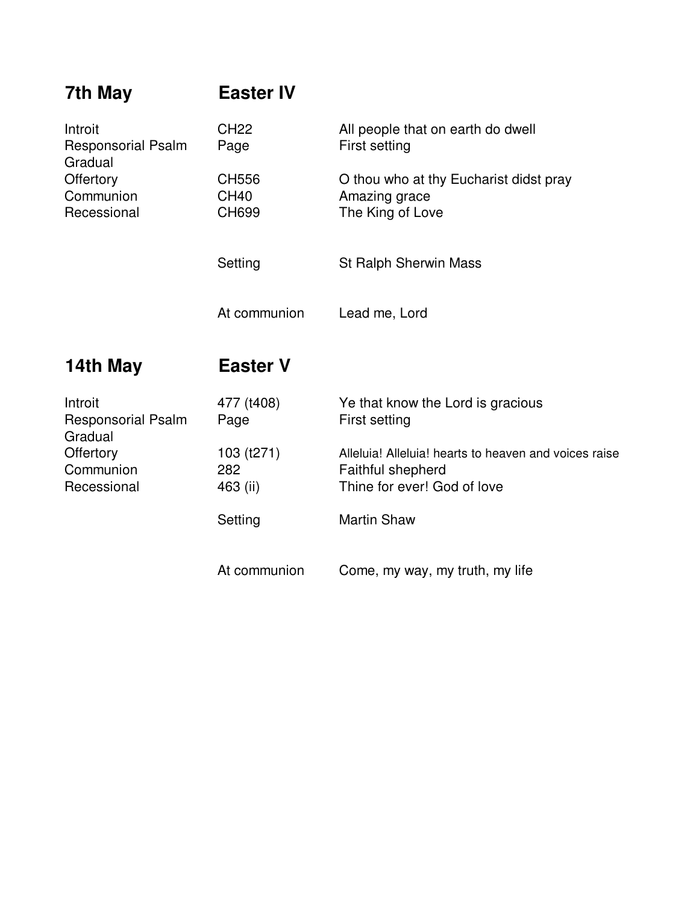## 7th May — Easter IV

| | | |
|---|---|---|
| Introit | CH22 | All people that on earth do dwell |
| Responsorial Psalm | Page | First setting |
| Gradual | | |
| Offertory | CH556 | O thou who at thy Eucharist didst pray |
| Communion | CH40 | Amazing grace |
| Recessional | CH699 | The King of Love |
| | Setting | St Ralph Sherwin Mass |
| | At communion | Lead me, Lord |

## 14th May — Easter V

| | | |
|---|---|---|
| Introit | 477 (t408) | Ye that know the Lord is gracious |
| Responsorial Psalm | Page | First setting |
| Gradual | | |
| Offertory | 103 (t271) | Alleluia! Alleluia! hearts to heaven and voices raise |
| Communion | 282 | Faithful shepherd |
| Recessional | 463 (ii) | Thine for ever! God of love |
| | Setting | Martin Shaw |
| | At communion | Come, my way, my truth, my life |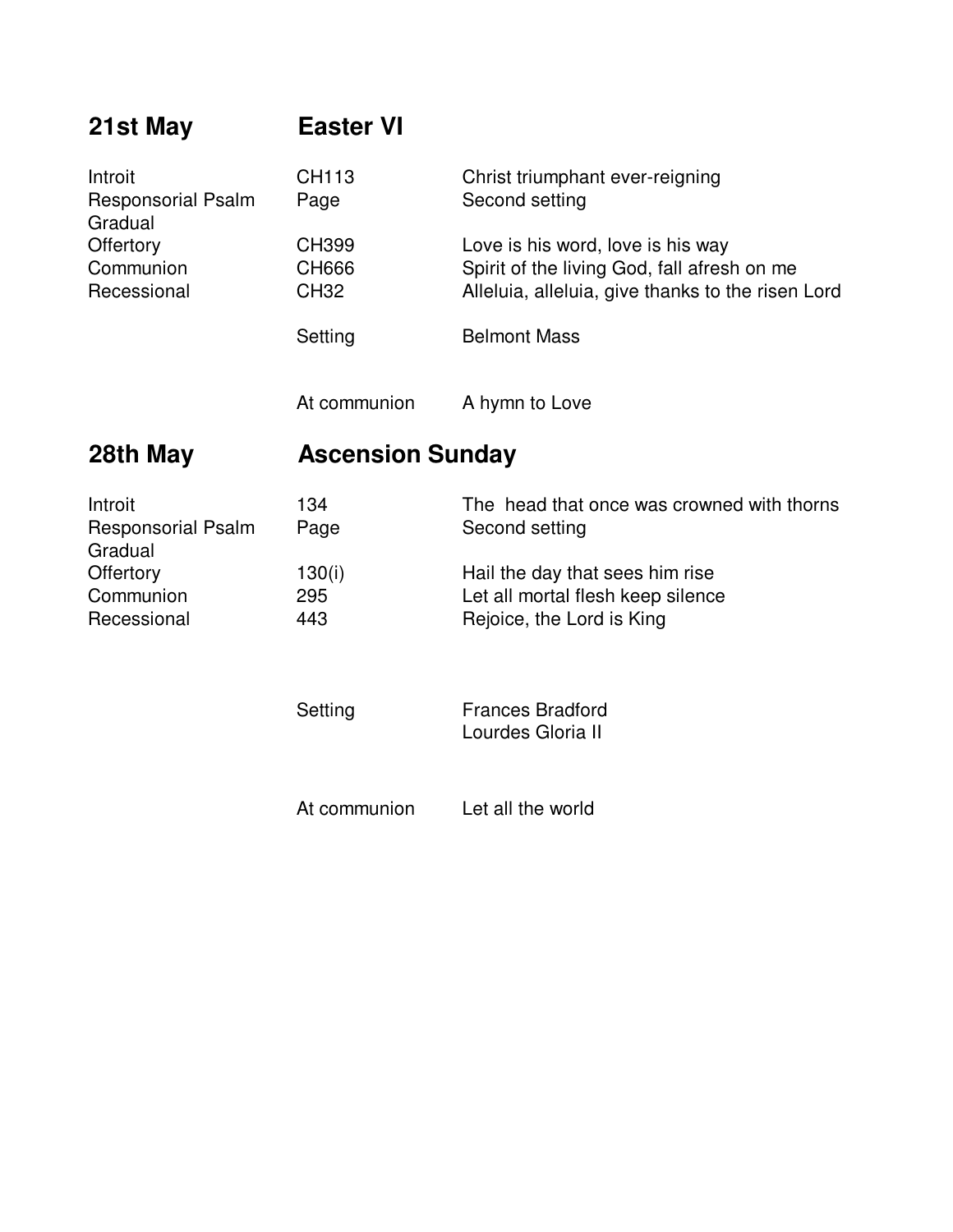## 21st May — Easter VI

| | | |
|---|---|---|
| Introit | CH113 | Christ triumphant ever-reigning |
| Responsorial Psalm | Page | Second setting |
| Gradual | | |
| Offertory | CH399 | Love is his word, love is his way |
| Communion | CH666 | Spirit of the living God, fall afresh on me |
| Recessional | CH32 | Alleluia, alleluia, give thanks to the risen Lord |
| | Setting | Belmont Mass |
| | At communion | A hymn to Love |

## 28th May — Ascension Sunday

| | | |
|---|---|---|
| Introit | 134 | The head that once was crowned with thorns |
| Responsorial Psalm | Page | Second setting |
| Gradual | | |
| Offertory | 130(i) | Hail the day that sees him rise |
| Communion | 295 | Let all mortal flesh keep silence |
| Recessional | 443 | Rejoice, the Lord is King |
| | Setting | Frances Bradford<br>Lourdes Gloria II |
| | At communion | Let all the world |